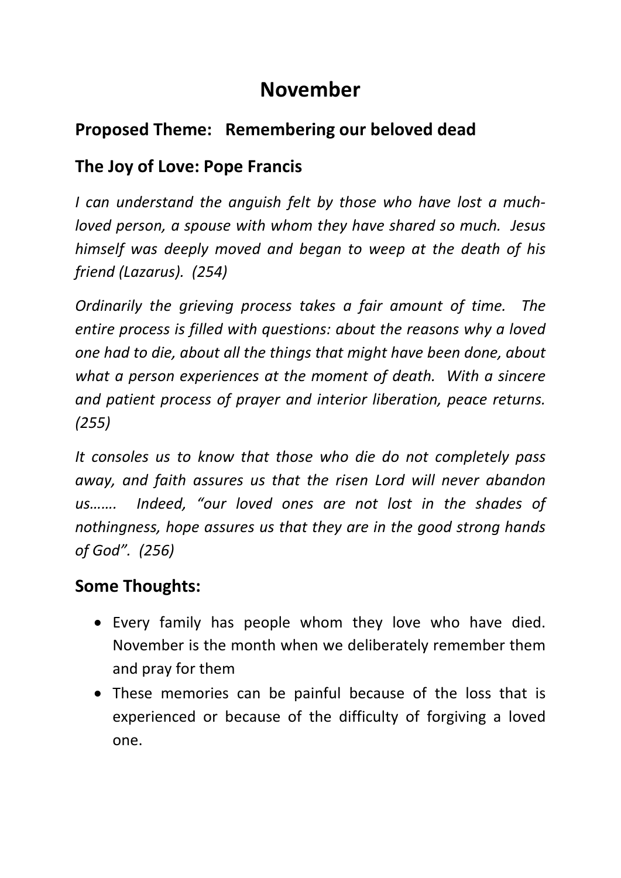# November

## Proposed Theme: Remembering our beloved dead

## The Joy of Love: Pope Francis

*I can understand the anguish felt by those who have lost a much-loved person, a spouse with whom they have shared so much. Jesus himself was deeply moved and began to weep at the death of his friend (Lazarus). (254)*

*Ordinarily the grieving process takes a fair amount of time. The entire process is filled with questions: about the reasons why a loved one had to die, about all the things that might have been done, about what a person experiences at the moment of death. With a sincere and patient process of prayer and interior liberation, peace returns. (255)*

*It consoles us to know that those who die do not completely pass away, and faith assures us that the risen Lord will never abandon us……. Indeed, "our loved ones are not lost in the shades of nothingness, hope assures us that they are in the good strong hands of God". (256)*

## Some Thoughts:

- Every family has people whom they love who have died. November is the month when we deliberately remember them and pray for them
- These memories can be painful because of the loss that is experienced or because of the difficulty of forgiving a loved one.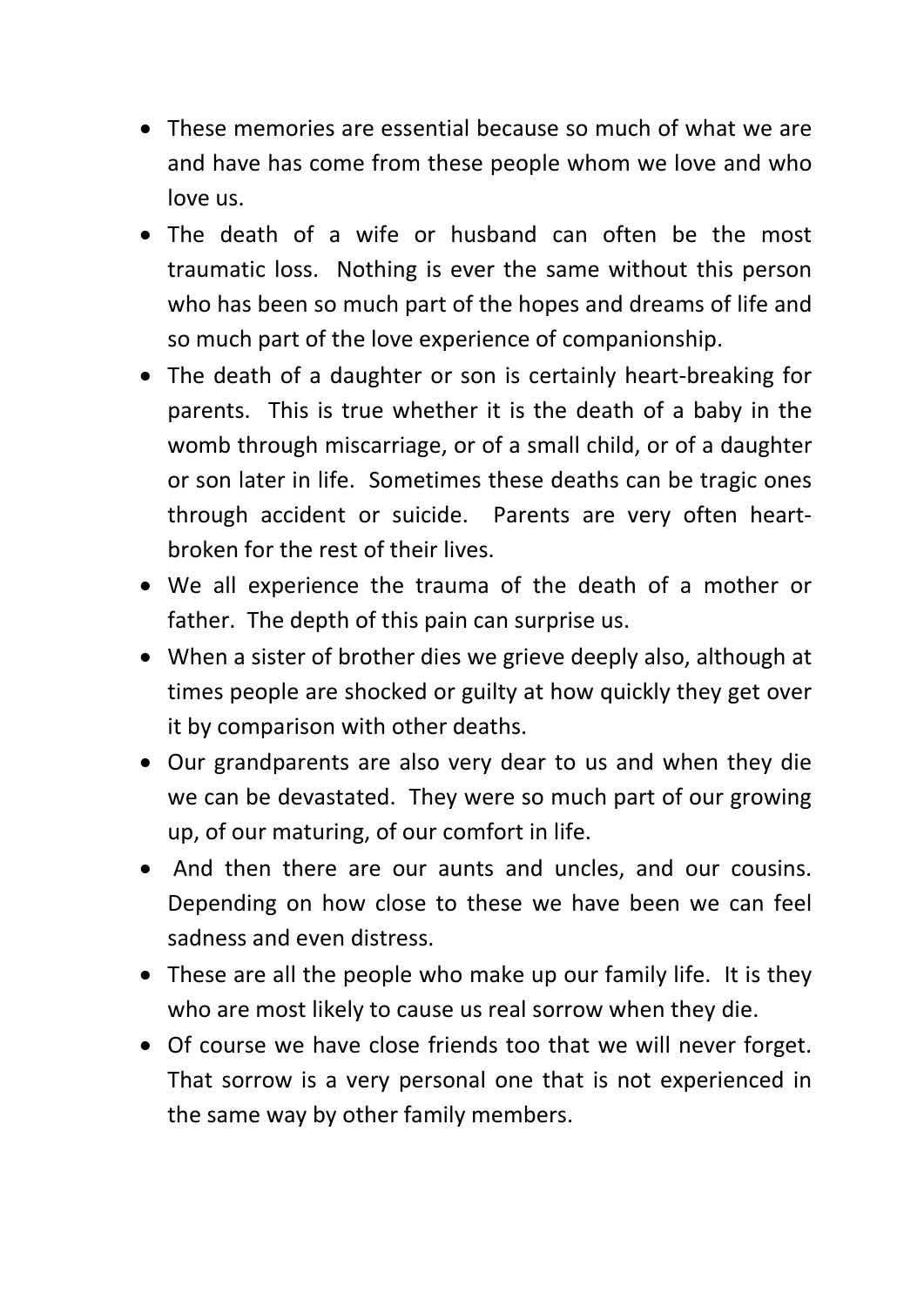- These memories are essential because so much of what we are and have has come from these people whom we love and who love us.
- The death of a wife or husband can often be the most traumatic loss. Nothing is ever the same without this person who has been so much part of the hopes and dreams of life and so much part of the love experience of companionship.
- The death of a daughter or son is certainly heart-breaking for parents. This is true whether it is the death of a baby in the womb through miscarriage, or of a small child, or of a daughter or son later in life. Sometimes these deaths can be tragic ones through accident or suicide. Parents are very often heart-broken for the rest of their lives.
- We all experience the trauma of the death of a mother or father. The depth of this pain can surprise us.
- When a sister of brother dies we grieve deeply also, although at times people are shocked or guilty at how quickly they get over it by comparison with other deaths.
- Our grandparents are also very dear to us and when they die we can be devastated. They were so much part of our growing up, of our maturing, of our comfort in life.
- And then there are our aunts and uncles, and our cousins. Depending on how close to these we have been we can feel sadness and even distress.
- These are all the people who make up our family life. It is they who are most likely to cause us real sorrow when they die.
- Of course we have close friends too that we will never forget. That sorrow is a very personal one that is not experienced in the same way by other family members.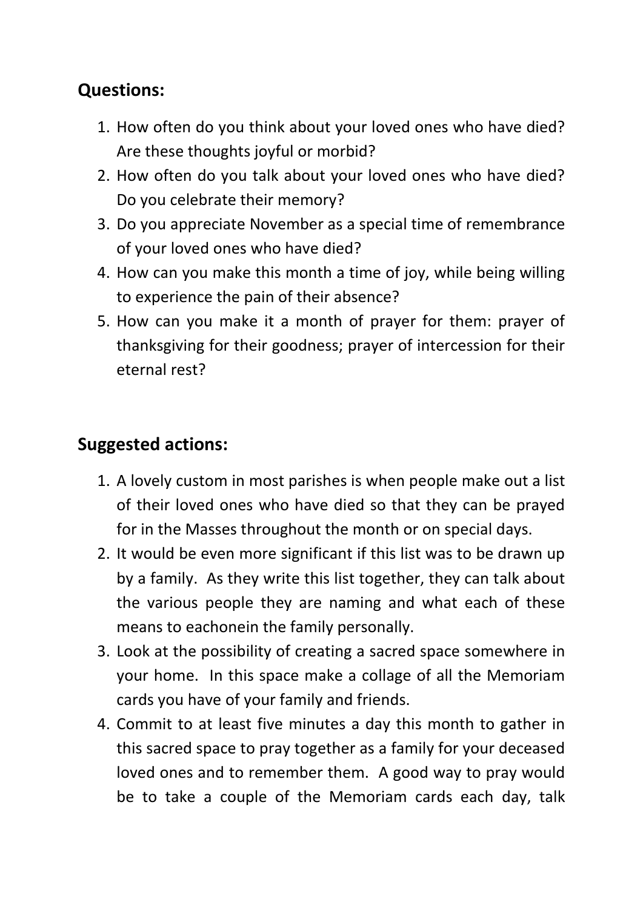## Questions:

1. How often do you think about your loved ones who have died? Are these thoughts joyful or morbid?
2. How often do you talk about your loved ones who have died? Do you celebrate their memory?
3. Do you appreciate November as a special time of remembrance of your loved ones who have died?
4. How can you make this month a time of joy, while being willing to experience the pain of their absence?
5. How can you make it a month of prayer for them: prayer of thanksgiving for their goodness; prayer of intercession for their eternal rest?

## Suggested actions:

1. A lovely custom in most parishes is when people make out a list of their loved ones who have died so that they can be prayed for in the Masses throughout the month or on special days.
2. It would be even more significant if this list was to be drawn up by a family. As they write this list together, they can talk about the various people they are naming and what each of these means to eachonein the family personally.
3. Look at the possibility of creating a sacred space somewhere in your home. In this space make a collage of all the Memoriam cards you have of your family and friends.
4. Commit to at least five minutes a day this month to gather in this sacred space to pray together as a family for your deceased loved ones and to remember them. A good way to pray would be to take a couple of the Memoriam cards each day, talk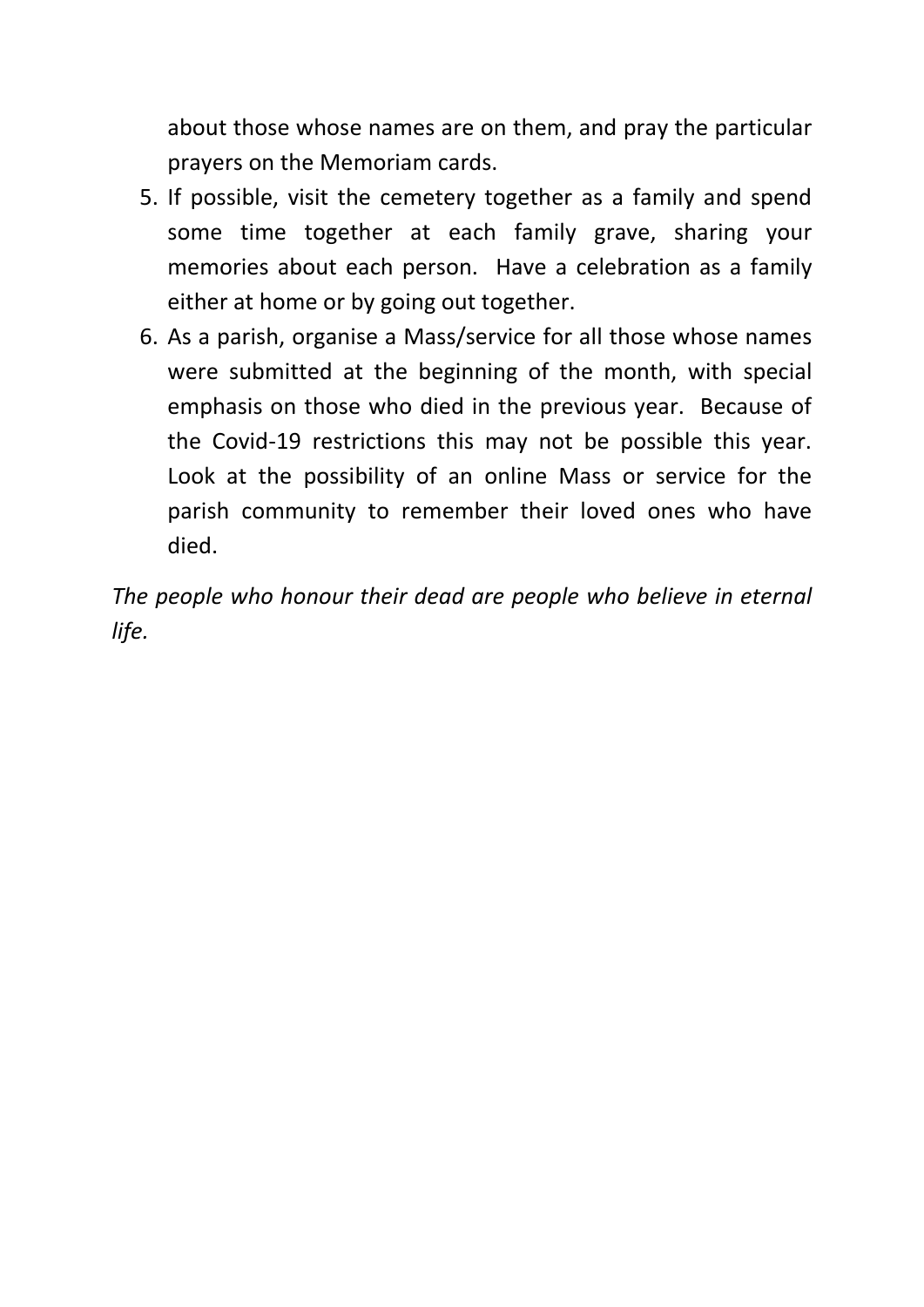about those whose names are on them, and pray the particular prayers on the Memoriam cards.

5. If possible, visit the cemetery together as a family and spend some time together at each family grave, sharing your memories about each person. Have a celebration as a family either at home or by going out together.
6. As a parish, organise a Mass/service for all those whose names were submitted at the beginning of the month, with special emphasis on those who died in the previous year. Because of the Covid-19 restrictions this may not be possible this year. Look at the possibility of an online Mass or service for the parish community to remember their loved ones who have died.

*The people who honour their dead are people who believe in eternal life.*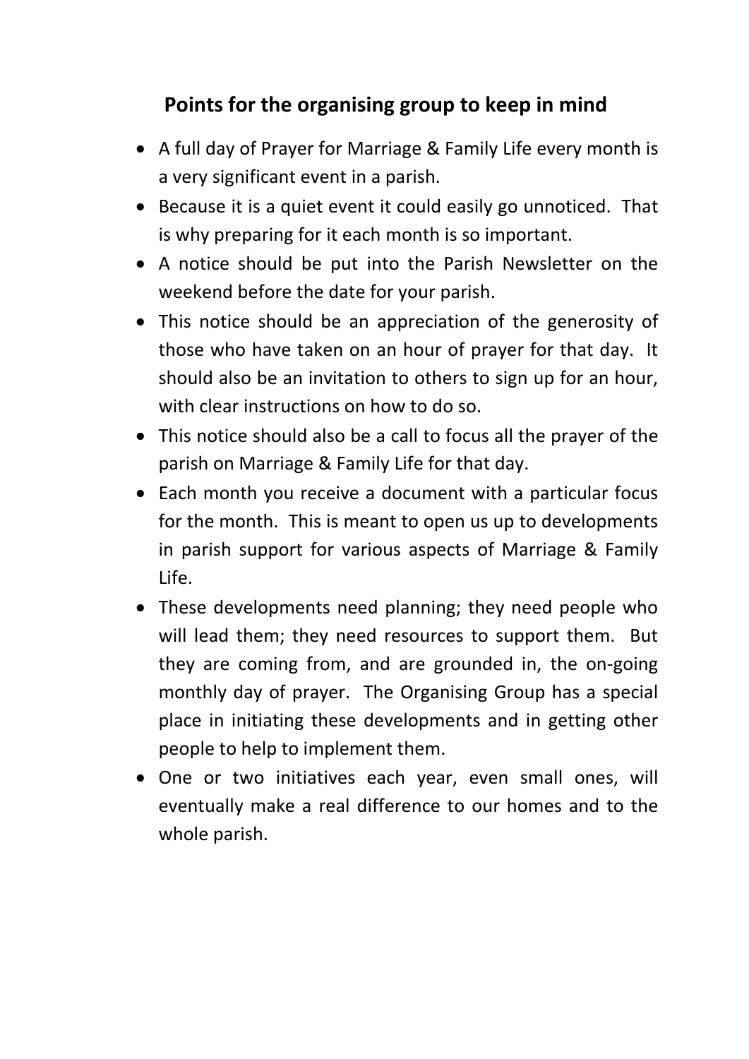## Points for the organising group to keep in mind

- A full day of Prayer for Marriage & Family Life every month is a very significant event in a parish.
- Because it is a quiet event it could easily go unnoticed. That is why preparing for it each month is so important.
- A notice should be put into the Parish Newsletter on the weekend before the date for your parish.
- This notice should be an appreciation of the generosity of those who have taken on an hour of prayer for that day. It should also be an invitation to others to sign up for an hour, with clear instructions on how to do so.
- This notice should also be a call to focus all the prayer of the parish on Marriage & Family Life for that day.
- Each month you receive a document with a particular focus for the month. This is meant to open us up to developments in parish support for various aspects of Marriage & Family Life.
- These developments need planning; they need people who will lead them; they need resources to support them. But they are coming from, and are grounded in, the on-going monthly day of prayer. The Organising Group has a special place in initiating these developments and in getting other people to help to implement them.
- One or two initiatives each year, even small ones, will eventually make a real difference to our homes and to the whole parish.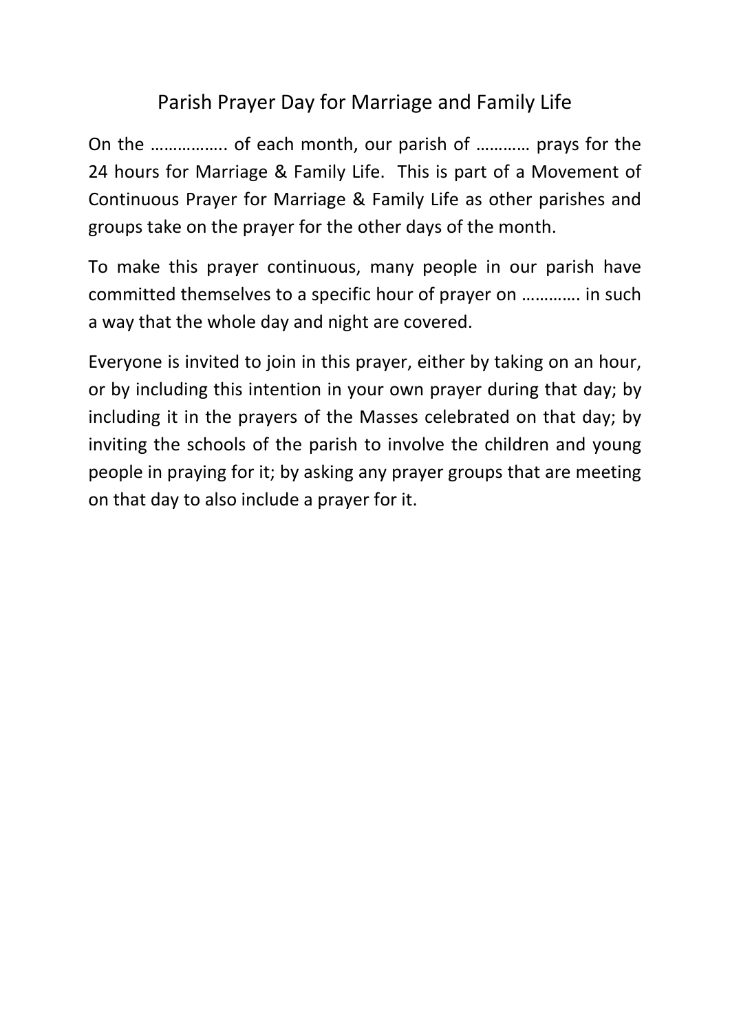# Parish Prayer Day for Marriage and Family Life

On the …………….. of each month, our parish of ………… prays for the 24 hours for Marriage & Family Life. This is part of a Movement of Continuous Prayer for Marriage & Family Life as other parishes and groups take on the prayer for the other days of the month.

To make this prayer continuous, many people in our parish have committed themselves to a specific hour of prayer on …………. in such a way that the whole day and night are covered.

Everyone is invited to join in this prayer, either by taking on an hour, or by including this intention in your own prayer during that day; by including it in the prayers of the Masses celebrated on that day; by inviting the schools of the parish to involve the children and young people in praying for it; by asking any prayer groups that are meeting on that day to also include a prayer for it.